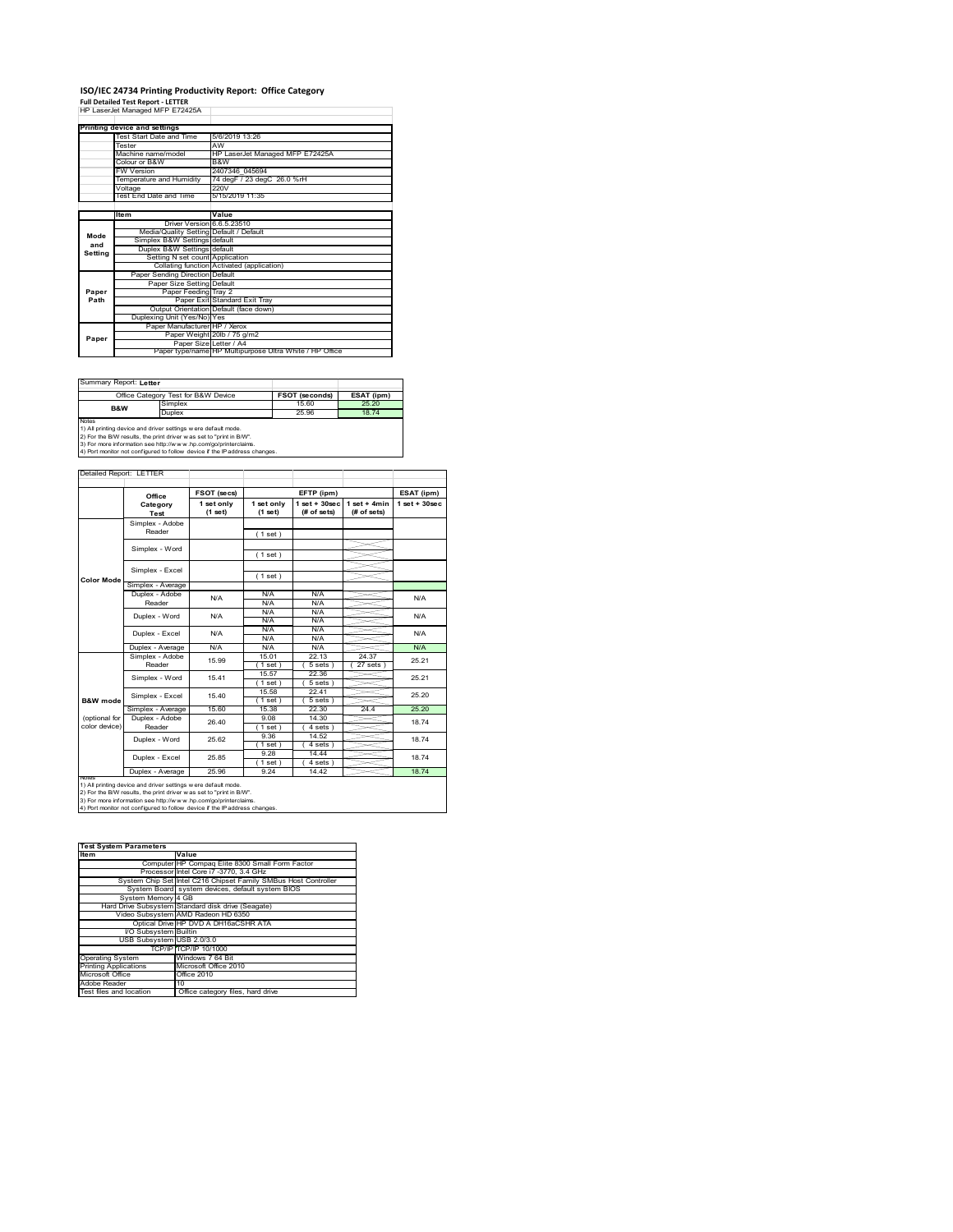# ISO/IEC 24734 Printing Productivity Report: Office Category

**Full Detailed Test Report - LETTER**

HP LaserJet Managed MFP E72425A

| Printing device and settings | |
|---|---|
| Test Start Date and Time | 5/6/2019 13:26 |
| Tester | AW |
| Machine name/model | HP LaserJet Managed MFP E72425A |
| Colour or B&W | B&W |
| FW Version | 2407346_045694 |
| Temperature and Humidity | 74 degF / 23 degC 26.0 %rH |
| Voltage | 220V |
| Test End Date and Time | 5/15/2019 11:35 |

| | Item | Value |
|---|---|---|
| Mode and Setting | Driver Version | 6.6.5.23510 |
| | Media/Quality Setting | Default / Default |
| | Simplex B&W Settings | default |
| | Duplex B&W Settings | default |
| | Setting N set count | Application |
| | Collating function | Activated (application) |
| Paper Path | Paper Sending Direction | Default |
| | Paper Size Setting | Default |
| | Paper Feeding | Tray 2 |
| | Paper Exit | Standard Exit Tray |
| | Output Orientation | Default (face down) |
| | Duplexing Unit (Yes/No) | Yes |
| Paper | Paper Manufacturer | HP / Xerox |
| | Paper Weight | 20lb / 75 g/m2 |
| | Paper Size | Letter / A4 |
| | Paper type/name | HP Multipurpose Ultra White / HP Office |

Summary Report: **Letter**

| Office Category Test for B&W Device | | FSOT (seconds) | ESAT (ipm) |
|---|---|---|---|
| B&W | Simplex | 15.60 | 25.20 |
| | Duplex | 25.96 | 18.74 |

Notes
1) All printing device and driver settings were default mode.
2) For the B/W results, the print driver was set to "print in B/W".
3) For more information see http://www.hp.com/go/printerclaims.
4) Port monitor not configured to follow device if the IP address changes.

Detailed Report: LETTER

| | Office Category Test | FSOT (secs) 1 set only (1 set) | EFTP (ipm) 1 set only (1 set) | EFTP (ipm) 1 set + 30sec (# of sets) | EFTP (ipm) 1 set + 4min (# of sets) | ESAT (ipm) 1 set + 30sec |
|---|---|---|---|---|---|---|
| Color Mode | Simplex - Adobe Reader | | (1 set) | | | |
| | Simplex - Word | | (1 set) | | | |
| | Simplex - Excel | | (1 set) | | | |
| | Simplex - Average | | | | | |
| | Duplex - Adobe Reader | N/A | N/A N/A | N/A N/A | | N/A |
| | Duplex - Word | N/A | N/A N/A | N/A N/A | | N/A |
| | Duplex - Excel | N/A | N/A N/A | N/A N/A | | N/A |
| | Duplex - Average | N/A | N/A | N/A | | N/A |
| B&W mode (optional for color device) | Simplex - Adobe Reader | 15.99 | 15.01 (1 set) | 22.13 (5 sets) | 24.37 (27 sets) | 25.21 |
| | Simplex - Word | 15.41 | 15.57 (1 set) | 22.36 (5 sets) | | 25.21 |
| | Simplex - Excel | 15.40 | 15.58 (1 set) | 22.41 (5 sets) | | 25.20 |
| | Simplex - Average | 15.60 | 15.38 | 22.30 | 24.4 | 25.20 |
| | Duplex - Adobe Reader | 26.40 | 9.08 (1 set) | 14.30 (4 sets) | | 18.74 |
| | Duplex - Word | 25.62 | 9.36 (1 set) | 14.52 (4 sets) | | 18.74 |
| | Duplex - Excel | 25.85 | 9.28 (1 set) | 14.44 (4 sets) | | 18.74 |
| | Duplex - Average | 25.96 | 9.24 | 14.42 | | 18.74 |

Notes
1) All printing device and driver settings were default mode.
2) For the B/W results, the print driver was set to "print in B/W".
3) For more information see http://www.hp.com/go/printerclaims.
4) Port monitor not configured to follow device if the IP address changes.

| Test System Parameters | |
|---|---|
| Item | Value |
| Computer | HP Compaq Elite 8300 Small Form Factor |
| Processor | Intel Core i7 -3770, 3.4 GHz |
| System Chip Set | Intel C216 Chipset Family SMBus Host Controller |
| System Board | system devices, default system BIOS |
| System Memory | 4 GB |
| Hard Drive Subsystem | Standard disk drive (Seagate) |
| Video Subsystem | AMD Radeon HD 6350 |
| Optical Drive | HP DVD A DH16aCSHR ATA |
| I/O Subsystem | Builtin |
| USB Subsystem | USB 2.0/3.0 |
| TCP/IP | TCP/IP 10/1000 |
| Operating System | Windows 7 64 Bit |
| Printing Applications | Microsoft Office 2010 |
| Microsoft Office | Office 2010 |
| Adobe Reader | 10 |
| Test files and location | Office category files, hard drive |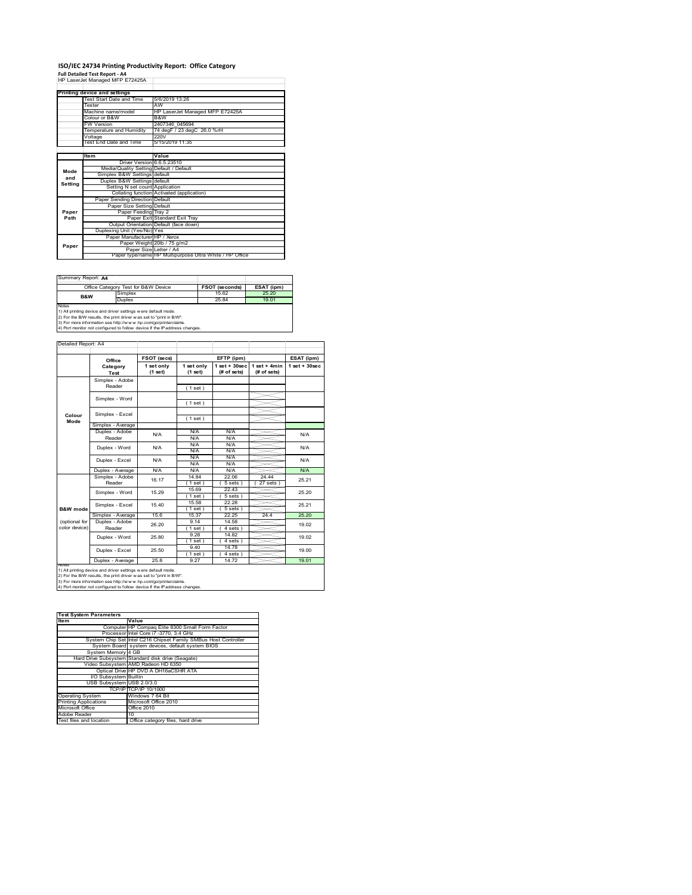# ISO/IEC 24734 Printing Productivity Report: Office Category

**Full Detailed Test Report - A4**

HP LaserJet Managed MFP E72425A

| Printing device and settings | |
|---|---|
| Test Start Date and Time | 5/6/2019 13:26 |
| Tester | AW |
| Machine name/model | HP LaserJet Managed MFP E72425A |
| Colour or B&W | B&W |
| FW Version | 2407346_045694 |
| Temperature and Humidity | 74 degF / 23 degC 26.0 %rH |
| Voltage | 220V |
| Test End Date and Time | 5/15/2019 11:35 |

| | Item | Value |
|---|---|---|
| Mode and Setting | Driver Version | 6.6.5.23510 |
| | Media/Quality Setting | Default / Default |
| | Simplex B&W Settings | default |
| | Duplex B&W Settings | default |
| | Setting N set count | Application |
| | Collating function | Activated (application) |
| Paper Path | Paper Sending Direction | Default |
| | Paper Size Setting | Default |
| | Paper Feeding | Tray 2 |
| | Paper Exit | Standard Exit Tray |
| | Output Orientation | Default (face down) |
| | Duplexing Unit (Yes/No) | Yes |
| Paper | Paper Manufacturer | HP / Xerox |
| | Paper Weight | 20lb / 75 g/m2 |
| | Paper Size | Letter / A4 |
| | Paper type/name | HP Multipurpose Ultra White / HP Office |

Summary Report: **A4**

| Office Category Test for B&W Device | | FSOT (seconds) | ESAT (ipm) |
|---|---|---|---|
| B&W | Simplex | 15.62 | 25.20 |
| | Duplex | 25.84 | 19.01 |

Notes
1) All printing device and driver settings were default mode.
2) For the B/W results, the print driver was set to "print in B/W".
3) For more information see http://www.hp.com/go/printerclaims.
4) Port monitor not configured to follow device if the IP address changes.

Detailed Report: A4

| | Office Category Test | FSOT (secs) 1 set only (1 set) | EFTP (ipm) 1 set only (1 set) | EFTP (ipm) 1 set + 30sec (# of sets) | EFTP (ipm) 1 set + 4min (# of sets) | ESAT (ipm) 1 set + 30sec |
|---|---|---|---|---|---|---|
| Colour Mode | Simplex - Adobe Reader | | ( 1 set ) | | | |
| | Simplex - Word | | ( 1 set ) | | | |
| | Simplex - Excel | | ( 1 set ) | | | |
| | Simplex - Average | | | | | |
| | Duplex - Adobe Reader | N/A | N/A N/A | N/A N/A | | N/A |
| | Duplex - Word | N/A | N/A N/A | N/A N/A | | N/A |
| | Duplex - Excel | N/A | N/A N/A | N/A N/A | | N/A |
| | Duplex - Average | N/A | N/A | N/A | | N/A |
| B&W mode (optional for color device) | Simplex - Adobe Reader | 16.17 | 14.84 ( 1 set ) | 22.06 ( 5 sets ) | 24.44 ( 27 sets ) | 25.21 |
| | Simplex - Word | 15.29 | 15.69 ( 1 set ) | 22.43 ( 5 sets ) | | 25.20 |
| | Simplex - Excel | 15.40 | 15.58 ( 1 set ) | 22.28 ( 5 sets ) | | 25.21 |
| | Simplex - Average | 15.6 | 15.37 | 22.25 | 24.4 | 25.20 |
| | Duplex - Adobe Reader | 26.20 | 9.14 ( 1 set ) | 14.58 ( 4 sets ) | | 19.02 |
| | Duplex - Word | 25.80 | 9.28 ( 1 set ) | 14.82 ( 4 sets ) | | 19.02 |
| | Duplex - Excel | 25.50 | 9.40 ( 1 set ) | 14.78 ( 4 sets ) | | 19.00 |
| | Duplex - Average | 25.8 | 9.27 | 14.72 | | 19.01 |

Notes
1) All printing device and driver settings were default mode.
2) For the B/W results, the print driver was set to "print in B/W".
3) For more information see http://www.hp.com/go/printerclaims.
4) Port monitor not configured to follow device if the IP address changes.

| Test System Parameters | |
|---|---|
| **Item** | **Value** |
| Computer | HP Compaq Elite 8300 Small Form Factor |
| Processor | Intel Core i7 -3770, 3.4 GHz |
| System Chip Set | Intel C216 Chipset Family SMBus Host Controller |
| System Board | system devices, default system BIOS |
| System Memory | 4 GB |
| Hard Drive Subsystem | Standard disk drive (Seagate) |
| Video Subsystem | AMD Radeon HD 6350 |
| Optical Drive | HP DVD A DH16aCSHR ATA |
| I/O Subsystem | Builtin |
| USB Subsystem | USB 2.0/3.0 |
| TCP/IP | TCP/IP 10/1000 |
| Operating System | Windows 7 64 Bit |
| Printing Applications | Microsoft Office 2010 |
| Microsoft Office | Office 2010 |
| Adobe Reader | 10 |
| Test files and location | Office category files, hard drive |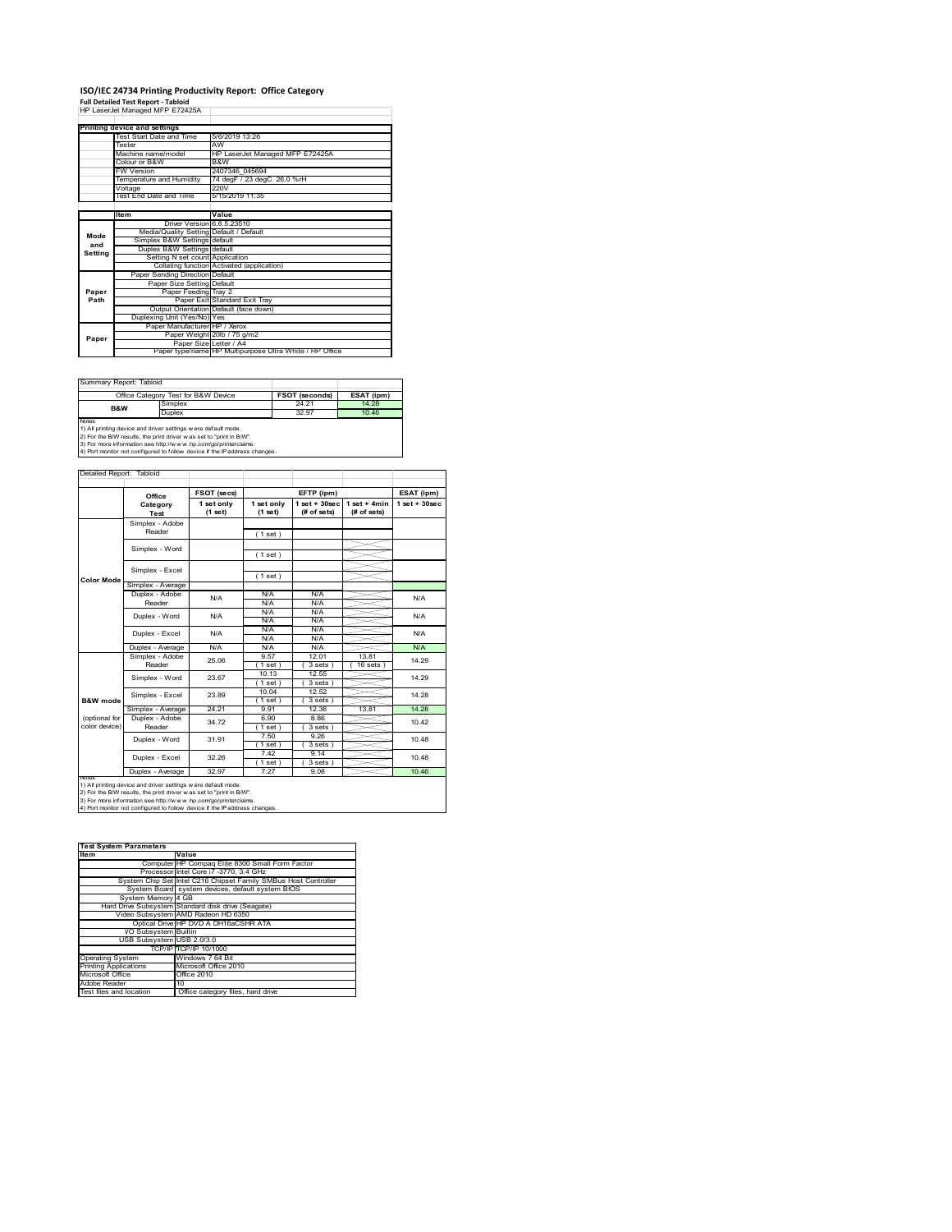# ISO/IEC 24734 Printing Productivity Report: Office Category

**Full Detailed Test Report - Tabloid**

HP LaserJet Managed MFP E72425A

| Printing device and settings | |
|---|---|
| Test Start Date and Time | 5/6/2019 13:26 |
| Tester | AW |
| Machine name/model | HP LaserJet Managed MFP E72425A |
| Colour or B&W | B&W |
| FW Version | 2407346_045694 |
| Temperature and Humidity | 74 degF / 23 degC 26.0 %rH |
| Voltage | 220V |
| Test End Date and Time | 5/15/2019 11:35 |

| | Item | Value |
|---|---|---|
| Mode and Setting | Driver Version | 6.6.5.23510 |
| | Media/Quality Setting | Default / Default |
| | Simplex B&W Settings | default |
| | Duplex B&W Settings | default |
| | Setting N set count | Application |
| | Collating function | Activated (application) |
| Paper Path | Paper Sending Direction | Default |
| | Paper Size Setting | Default |
| | Paper Feeding | Tray 2 |
| | Paper Exit | Standard Exit Tray |
| | Output Orientation | Default (face down) |
| | Duplexing Unit (Yes/No) | Yes |
| Paper | Paper Manufacturer | HP / Xerox |
| | Paper Weight | 20lb / 75 g/m2 |
| | Paper Size | Letter / A4 |
| | Paper type/name | HP Multipurpose Ultra White / HP Office |

Summary Report: Tabloid

| Office Category Test for B&W Device | | FSOT (seconds) | ESAT (ipm) |
|---|---|---|---|
| B&W | Simplex | 24.21 | 14.28 |
| | Duplex | 32.97 | 10.46 |

Notes
1) All printing device and driver settings were default mode.
2) For the B/W results, the print driver was set to "print in B/W".
3) For more information see http://www.hp.com/go/printerclaims.
4) Port monitor not configured to follow device if the IP address changes.

Detailed Report: Tabloid

| | Office Category Test | FSOT (secs) 1 set only (1 set) | EFTP (ipm) 1 set only (1 set) | EFTP (ipm) 1 set + 30sec (# of sets) | EFTP (ipm) 1 set + 4min (# of sets) | ESAT (ipm) 1 set + 30sec |
|---|---|---|---|---|---|---|
| Color Mode | Simplex - Adobe Reader | | (1 set) | | | |
| | Simplex - Word | | (1 set) | | | |
| | Simplex - Excel | | (1 set) | | | |
| | Simplex - Average | | | | | |
| | Duplex - Adobe Reader | N/A | N/A N/A | N/A N/A | | N/A |
| | Duplex - Word | N/A | N/A N/A | N/A N/A | | N/A |
| | Duplex - Excel | N/A | N/A N/A | N/A N/A | | N/A |
| | Duplex - Average | N/A | N/A | N/A | | N/A |
| B&W mode (optional for color device) | Simplex - Adobe Reader | 25.06 | 9.57 (1 set) | 12.01 (3 sets) | 13.81 (16 sets) | 14.29 |
| | Simplex - Word | 23.67 | 10.13 (1 set) | 12.55 (3 sets) | | 14.29 |
| | Simplex - Excel | 23.89 | 10.04 (1 set) | 12.52 (3 sets) | | 14.28 |
| | Simplex - Average | 24.21 | 9.91 | 12.36 | 13.81 | 14.28 |
| | Duplex - Adobe Reader | 34.72 | 6.90 (1 set) | 8.86 (3 sets) | | 10.42 |
| | Duplex - Word | 31.91 | 7.50 (1 set) | 9.26 (3 sets) | | 10.48 |
| | Duplex - Excel | 32.26 | 7.42 (1 set) | 9.14 (3 sets) | | 10.48 |
| | Duplex - Average | 32.97 | 7.27 | 9.08 | | 10.46 |

Notes
1) All printing device and driver settings were default mode.
2) For the B/W results, the print driver was set to "print in B/W".
3) For more information see http://www.hp.com/go/printerclaims.
4) Port monitor not configured to follow device if the IP address changes.

| Test System Parameters | |
|---|---|
| Item | Value |
| Computer | HP Compaq Elite 8300 Small Form Factor |
| Processor | Intel Core i7 -3770, 3.4 GHz |
| System Chip Set | Intel C216 Chipset Family SMBus Host Controller |
| System Board | system devices, default system BIOS |
| System Memory | 4 GB |
| Hard Drive Subsystem | Standard disk drive (Seagate) |
| Video Subsystem | AMD Radeon HD 6350 |
| Optical Drive | HP DVD A DH16aCSHR ATA |
| I/O Subsystem | Builtin |
| USB Subsystem | USB 2.0/3.0 |
| TCP/IP | TCP/IP 10/1000 |
| Operating System | Windows 7 64 Bit |
| Printing Applications | Microsoft Office 2010 |
| Microsoft Office | Office 2010 |
| Adobe Reader | 10 |
| Test files and location | Office category files, hard drive |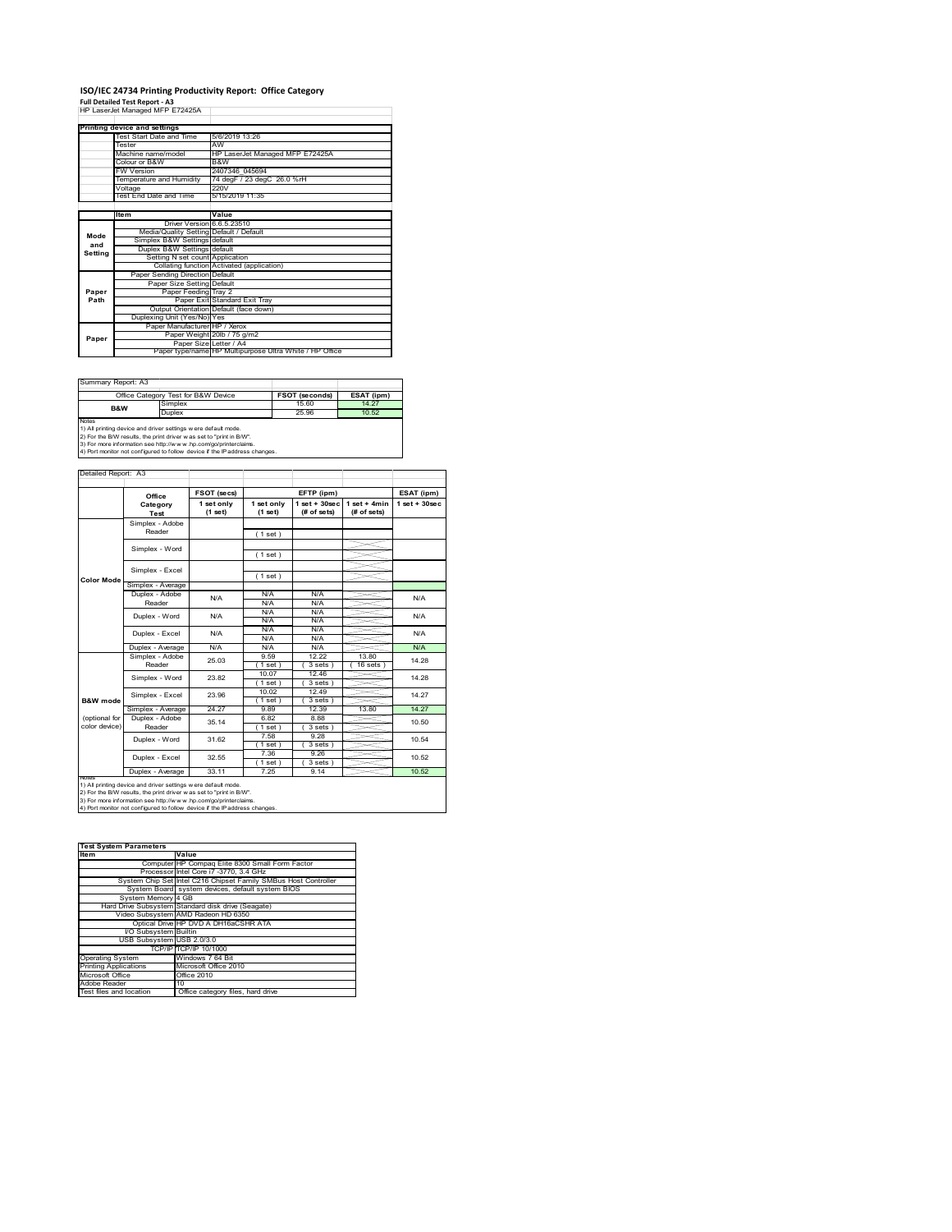# ISO/IEC 24734 Printing Productivity Report: Office Category

**Full Detailed Test Report - A3**

HP LaserJet Managed MFP E72425A

| Printing device and settings | |
|---|---|
| Test Start Date and Time | 5/6/2019 13:26 |
| Tester | AW |
| Machine name/model | HP LaserJet Managed MFP E72425A |
| Colour or B&W | B&W |
| FW Version | 2407346_045694 |
| Temperature and Humidity | 74 degF / 23 degC 26.0 %rH |
| Voltage | 220V |
| Test End Date and Time | 5/15/2019 11:35 |

| | Item | Value |
|---|---|---|
| Mode and Setting | Driver Version | 6.6.5.23510 |
| | Media/Quality Setting | Default / Default |
| | Simplex B&W Settings | default |
| | Duplex B&W Settings | default |
| | Setting N set count | Application |
| | Collating function | Activated (application) |
| Paper Path | Paper Sending Direction | Default |
| | Paper Size Setting | Default |
| | Paper Feeding | Tray 2 |
| | Paper Exit | Standard Exit Tray |
| | Output Orientation | Default (face down) |
| | Duplexing Unit (Yes/No) | Yes |
| Paper | Paper Manufacturer | HP / Xerox |
| | Paper Weight | 20lb / 75 g/m2 |
| | Paper Size | Letter / A4 |
| | Paper type/name | HP Multipurpose Ultra White / HP Office |

Summary Report: A3

| Office Category Test for B&W Device | | FSOT (seconds) | ESAT (ipm) |
|---|---|---|---|
| B&W | Simplex | 15.60 | 14.27 |
| | Duplex | 25.96 | 10.52 |

Notes
1) All printing device and driver settings were default mode.
2) For the B/W results, the print driver was set to "print in B/W".
3) For more information see http://www.hp.com/go/printerclaims.
4) Port monitor not configured to follow device if the IP address changes.

Detailed Report: A3

| | Office Category Test | FSOT (secs) 1 set only (1 set) | EFTP (ipm) 1 set only (1 set) | EFTP (ipm) 1 set + 30sec (# of sets) | EFTP (ipm) 1 set + 4min (# of sets) | ESAT (ipm) 1 set + 30sec |
|---|---|---|---|---|---|---|
| Color Mode | Simplex - Adobe Reader | | ( 1 set ) | | | |
| | Simplex - Word | | ( 1 set ) | | | |
| | Simplex - Excel | | ( 1 set ) | | | |
| | Simplex - Average | | | | | |
| | Duplex - Adobe Reader | N/A | N/A N/A | N/A N/A | | N/A |
| | Duplex - Word | N/A | N/A N/A | N/A N/A | | N/A |
| | Duplex - Excel | N/A | N/A N/A | N/A N/A | | N/A |
| | Duplex - Average | N/A | N/A | N/A | | N/A |
| B&W mode (optional for color device) | Simplex - Adobe Reader | 25.03 | 9.59 ( 1 set ) | 12.22 ( 3 sets ) | 13.80 ( 16 sets ) | 14.28 |
| | Simplex - Word | 23.82 | 10.07 ( 1 set ) | 12.46 ( 3 sets ) | | 14.28 |
| | Simplex - Excel | 23.96 | 10.02 ( 1 set ) | 12.49 ( 3 sets ) | | 14.27 |
| | Simplex - Average | 24.27 | 9.89 | 12.39 | 13.80 | 14.27 |
| | Duplex - Adobe Reader | 35.14 | 6.82 ( 1 set ) | 8.88 ( 3 sets ) | | 10.50 |
| | Duplex - Word | 31.62 | 7.58 ( 1 set ) | 9.28 ( 3 sets ) | | 10.54 |
| | Duplex - Excel | 32.55 | 7.36 ( 1 set ) | 9.26 ( 3 sets ) | | 10.52 |
| | Duplex - Average | 33.11 | 7.25 | 9.14 | | 10.52 |

Notes
1) All printing device and driver settings were default mode.
2) For the B/W results, the print driver was set to "print in B/W".
3) For more information see http://www.hp.com/go/printerclaims.
4) Port monitor not configured to follow device if the IP address changes.

| Test System Parameters | |
|---|---|
| **Item** | **Value** |
| Computer | HP Compaq Elite 8300 Small Form Factor |
| Processor | Intel Core i7 -3770, 3.4 GHz |
| System Chip Set | Intel C216 Chipset Family SMBus Host Controller |
| System Board | system devices, default system BIOS |
| System Memory | 4 GB |
| Hard Drive Subsystem | Standard disk drive (Seagate) |
| Video Subsystem | AMD Radeon HD 6350 |
| Optical Drive | HP DVD A DH16aCSHR ATA |
| I/O Subsystem | Builtin |
| USB Subsystem | USB 2.0/3.0 |
| TCP/IP | TCP/IP 10/1000 |
| Operating System | Windows 7 64 Bit |
| Printing Applications | Microsoft Office 2010 |
| Microsoft Office | Office 2010 |
| Adobe Reader | 10 |
| Test files and location | Office category files, hard drive |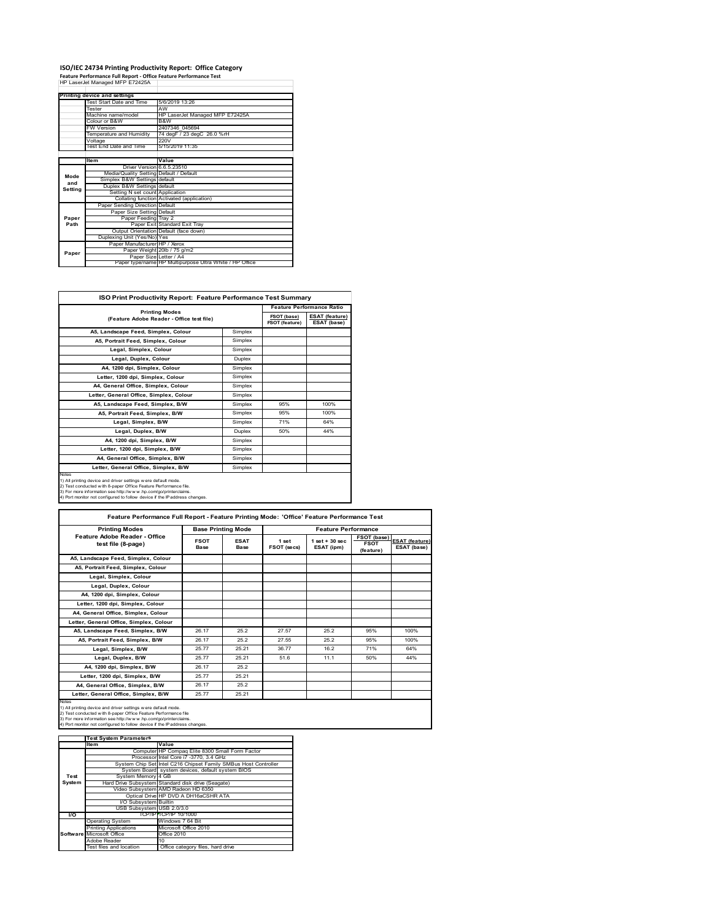# ISO/IEC 24734 Printing Productivity Report: Office Category

**Feature Performance Full Report - Office Feature Performance Test**

HP LaserJet Managed MFP E72425A

| Printing device and settings | |
|---|---|
| Test Start Date and Time | 5/6/2019 13:26 |
| Tester | AW |
| Machine name/model | HP LaserJet Managed MFP E72425A |
| Colour or B&W | B&W |
| FW Version | 2407346_045694 |
| Temperature and Humidity | 74 degF / 23 degC 26.0 %rH |
| Voltage | 220V |
| Test End Date and Time | 5/15/2019 11:35 |

| | Item | Value |
|---|---|---|
| Mode and Setting | Driver Version | 6.6.5.23510 |
| | Media/Quality Setting | Default / Default |
| | Simplex B&W Settings | default |
| | Duplex B&W Settings | default |
| | Setting N set count | Application |
| | Collating function | Activated (application) |
| Paper Path | Paper Sending Direction | Default |
| | Paper Size Setting | Default |
| | Paper Feeding | Tray 2 |
| | Paper Exit | Standard Exit Tray |
| | Output Orientation | Default (face down) |
| | Duplexing Unit (Yes/No) | Yes |
| Paper | Paper Manufacturer | HP / Xerox |
| | Paper Weight | 20lb / 75 g/m2 |
| | Paper Size | Letter / A4 |
| | Paper type/name | HP Multipurpose Ultra White / HP Office |

## ISO Print Productivity Report: Feature Performance Test Summary

| Printing Modes (Feature Adobe Reader - Office test file) | | Feature Performance Ratio FSOT (base) / FSOT (feature) | ESAT (feature) / ESAT (base) |
|---|---|---|---|
| A5, Landscape Feed, Simplex, Colour | Simplex | | |
| A5, Portrait Feed, Simplex, Colour | Simplex | | |
| Legal, Simplex, Colour | Simplex | | |
| Legal, Duplex, Colour | Duplex | | |
| A4, 1200 dpi, Simplex, Colour | Simplex | | |
| Letter, 1200 dpi, Simplex, Colour | Simplex | | |
| A4, General Office, Simplex, Colour | Simplex | | |
| Letter, General Office, Simplex, Colour | Simplex | | |
| A5, Landscape Feed, Simplex, B/W | Simplex | 95% | 100% |
| A5, Portrait Feed, Simplex, B/W | Simplex | 95% | 100% |
| Legal, Simplex, B/W | Simplex | 71% | 64% |
| Legal, Duplex, B/W | Duplex | 50% | 44% |
| A4, 1200 dpi, Simplex, B/W | Simplex | | |
| Letter, 1200 dpi, Simplex, B/W | Simplex | | |
| A4, General Office, Simplex, B/W | Simplex | | |
| Letter, General Office, Simplex, B/W | Simplex | | |

Notes
1) All printing device and driver settings were default mode.
2) Test conducted with 8-paper Office Feature Performance file.
3) For more information see http://www.hp.com/go/printerclaims.
4) Port monitor not configured to follow device if the IP address changes.

## Feature Performance Full Report - Feature Printing Mode: 'Office' Feature Performance Test

| Printing Modes Feature Adobe Reader - Office test file (8-page) | Base Printing Mode FSOT Base | ESAT Base | Feature Performance 1 set FSOT (secs) | 1 set + 30 sec ESAT (ipm) | FSOT (base) / FSOT (feature) | ESAT (feature) / ESAT (base) |
|---|---|---|---|---|---|---|
| A5, Landscape Feed, Simplex, Colour | | | | | | |
| A5, Portrait Feed, Simplex, Colour | | | | | | |
| Legal, Simplex, Colour | | | | | | |
| Legal, Duplex, Colour | | | | | | |
| A4, 1200 dpi, Simplex, Colour | | | | | | |
| Letter, 1200 dpi, Simplex, Colour | | | | | | |
| A4, General Office, Simplex, Colour | | | | | | |
| Letter, General Office, Simplex, Colour | | | | | | |
| A5, Landscape Feed, Simplex, B/W | 26.17 | 25.2 | 27.57 | 25.2 | 95% | 100% |
| A5, Portrait Feed, Simplex, B/W | 26.17 | 25.2 | 27.55 | 25.2 | 95% | 100% |
| Legal, Simplex, B/W | 25.77 | 25.21 | 36.77 | 16.2 | 71% | 64% |
| Legal, Duplex, B/W | 25.77 | 25.21 | 51.6 | 11.1 | 50% | 44% |
| A4, 1200 dpi, Simplex, B/W | 26.17 | 25.2 | | | | |
| Letter, 1200 dpi, Simplex, B/W | 25.77 | 25.21 | | | | |
| A4, General Office, Simplex, B/W | 26.17 | 25.2 | | | | |
| Letter, General Office, Simplex, B/W | 25.77 | 25.21 | | | | |

Notes
1) All printing device and driver settings were default mode.
2) Test conducted with 8-paper Office Feature Performance file
3) For more information see http://www.hp.com/go/printerclaims.
4) Port monitor not configured to follow device if the IP address changes.

| Test System Parameters | Item | Value |
|---|---|---|
| Test System | Computer | HP Compaq Elite 8300 Small Form Factor |
| | Processor | Intel Core i7 -3770, 3.4 GHz |
| | System Chip Set | Intel C216 Chipset Family SMBus Host Controller |
| | System Board | system devices, default system BIOS |
| | System Memory | 4 GB |
| | Hard Drive Subsystem | Standard disk drive (Seagate) |
| | Video Subsystem | AMD Radeon HD 6350 |
| | Optical Drive | HP DVD A DH16aCSHR ATA |
| | I/O Subsystem | Builtin |
| | USB Subsystem | USB 2.0/3.0 |
| I/O | TCP/IP | TCP/IP 10/1000 |
| Software | Operating System | Windows 7 64 Bit |
| | Printing Applications | Microsoft Office 2010 |
| | Microsoft Office | Office 2010 |
| | Adobe Reader | 10 |
| | Test files and location | Office category files, hard drive |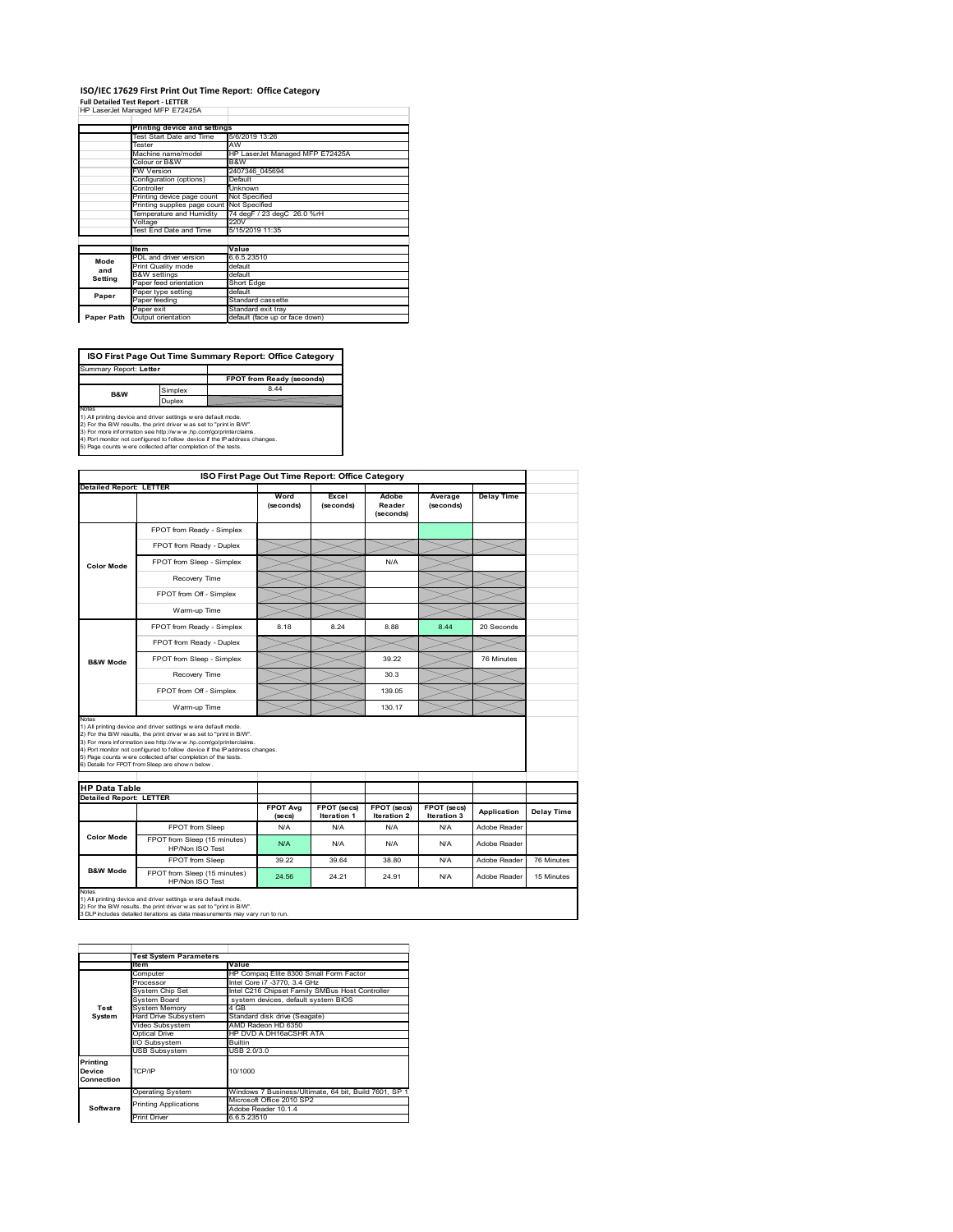# ISO/IEC 17629 First Print Out Time Report: Office Category

**Full Detailed Test Report - LETTER**

HP LaserJet Managed MFP E72425A

| | Printing device and settings | |
|---|---|---|
| | Test Start Date and Time | 5/6/2019 13:26 |
| | Tester | AW |
| | Machine name/model | HP LaserJet Managed MFP E72425A |
| | Colour or B&W | B&W |
| | FW Version | 2407346_045694 |
| | Configuration (options) | Default |
| | Controller | Unknown |
| | Printing device page count | Not Specified |
| | Printing supplies page count | Not Specified |
| | Temperature and Humidity | 74 degF / 23 degC 26.0 %rH |
| | Voltage | 220V |
| | Test End Date and Time | 5/15/2019 11:35 |

| | Item | Value |
|---|---|---|
| Mode and Setting | PDL and driver version | 6.6.5.23510 |
| | Print Quality mode | default |
| | B&W settings | default |
| | Paper feed orientation | Short Edge |
| Paper | Paper type setting | default |
| | Paper feeding | Standard cassette |
| | Paper exit | Standard exit tray |
| Paper Path | Output orientation | default (face up or face down) |

## ISO First Page Out Time Summary Report: Office Category

Summary Report: **Letter**

| | | FPOT from Ready (seconds) |
|---|---|---|
| B&W | Simplex | 8.44 |
| | Duplex | |

Notes
1) All printing device and driver settings were default mode.
2) For the B/W results, the print driver was set to "print in B/W".
3) For more information see http://www.hp.com/go/printerclaims.
4) Port monitor not configured to follow device if the IP address changes.
5) Page counts were collected after completion of the tests.

## ISO First Page Out Time Report: Office Category

**Detailed Report: LETTER**

| | | Word (seconds) | Excel (seconds) | Adobe Reader (seconds) | Average (seconds) | Delay Time |
|---|---|---|---|---|---|---|
| Color Mode | FPOT from Ready - Simplex | | | | | |
| | FPOT from Ready - Duplex | | | | | |
| | FPOT from Sleep - Simplex | | | N/A | | |
| | Recovery Time | | | | | |
| | FPOT from Off - Simplex | | | | | |
| | Warm-up Time | | | | | |
| B&W Mode | FPOT from Ready - Simplex | 8.18 | 8.24 | 8.88 | 8.44 | 20 Seconds |
| | FPOT from Ready - Duplex | | | | | |
| | FPOT from Sleep - Simplex | | | 39.22 | | 76 Minutes |
| | Recovery Time | | | 30.3 | | |
| | FPOT from Off - Simplex | | | 139.05 | | |
| | Warm-up Time | | | 130.17 | | |

Notes
1) All printing device and driver settings were default mode.
2) For the B/W results, the print driver was set to "print in B/W".
3) For more information see http://www.hp.com/go/printerclaims.
4) Port monitor not configured to follow device if the IP address changes.
5) Page counts were collected after completion of the tests.
6) Details for FPOT from Sleep are shown below.

## HP Data Table

**Detailed Report: LETTER**

| | | FPOT Avg (secs) | FPOT (secs) Iteration 1 | FPOT (secs) Iteration 2 | FPOT (secs) Iteration 3 | Application | Delay Time |
|---|---|---|---|---|---|---|---|
| Color Mode | FPOT from Sleep | N/A | N/A | N/A | N/A | Adobe Reader | |
| | FPOT from Sleep (15 minutes) HP/Non ISO Test | N/A | N/A | N/A | N/A | Adobe Reader | |
| B&W Mode | FPOT from Sleep | 39.22 | 39.64 | 38.80 | N/A | Adobe Reader | 76 Minutes |
| | FPOT from Sleep (15 minutes) HP/Non ISO Test | 24.56 | 24.21 | 24.91 | N/A | Adobe Reader | 15 Minutes |

Notes
1) All printing device and driver settings were default mode.
2) For the B/W results, the print driver was set to "print in B/W".
3 DLP includes detailed iterations as data measurements may vary run to run.

| | Test System Parameters | |
|---|---|---|
| | Item | Value |
| Test System | Computer | HP Compaq Elite 8300 Small Form Factor |
| | Processor | Intel Core i7 -3770, 3.4 GHz |
| | System Chip Set | Intel C216 Chipset Family SMBus Host Controller |
| | System Board | system devices, default system BIOS |
| | System Memory | 4 GB |
| | Hard Drive Subsystem | Standard disk drive (Seagate) |
| | Video Subsystem | AMD Radeon HD 6350 |
| | Optical Drive | HP DVD A DH16aCSHR ATA |
| | I/O Subsystem | Builtin |
| | USB Subsystem | USB 2.0/3.0 |
| Printing Device Connection | TCP/IP | 10/1000 |
| Software | Operating System | Windows 7 Business/Ultimate, 64 bit, Build 7601, SP 1 |
| | Printing Applications | Microsoft Office 2010 SP2 |
| | | Adobe Reader 10.1.4 |
| | Print Driver | 6.6.5.23510 |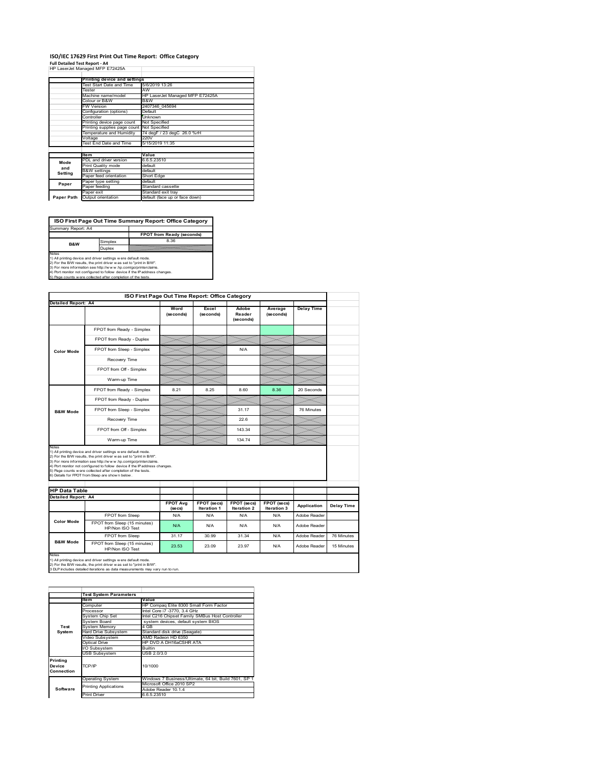# ISO/IEC 17629 First Print Out Time Report: Office Category

**Full Detailed Test Report - A4**

HP LaserJet Managed MFP E72425A

| | Printing device and settings | |
|---|---|---|
| | Test Start Date and Time | 5/6/2019 13:26 |
| | Tester | AW |
| | Machine name/model | HP LaserJet Managed MFP E72425A |
| | Colour or B&W | B&W |
| | FW Version | 2407346_045694 |
| | Configuration (options) | Default |
| | Controller | Unknown |
| | Printing device page count | Not Specified |
| | Printing supplies page count | Not Specified |
| | Temperature and Humidity | 74 degF / 23 degC 26.0 %rH |
| | Voltage | 220V |
| | Test End Date and Time | 5/15/2019 11:35 |

| | Item | Value |
|---|---|---|
| Mode and Setting | PDL and driver version | 6.6.5.23510 |
| | Print Quality mode | default |
| | B&W settings | default |
| | Paper feed orientation | Short Edge |
| Paper | Paper type setting | default |
| | Paper feeding | Standard cassette |
| | Paper exit | Standard exit tray |
| Paper Path | Output orientation | default (face up or face down) |

## ISO First Page Out Time Summary Report: Office Category

Summary Report: A4

| | | FPOT from Ready (seconds) |
|---|---|---|
| B&W | Simplex | 8.36 |
| | Duplex | |

Notes
1) All printing device and driver settings were default mode.
2) For the B/W results, the print driver was set to "print in B/W".
3) For more information see http://www.hp.com/go/printerclaims.
4) Port monitor not configured to follow device if the IP address changes.
5) Page counts were collected after completion of the tests.

## ISO First Page Out Time Report: Office Category

Detailed Report: A4

| | | Word (seconds) | Excel (seconds) | Adobe Reader (seconds) | Average (seconds) | Delay Time |
|---|---|---|---|---|---|---|
| Color Mode | FPOT from Ready - Simplex | | | | | |
| | FPOT from Ready - Duplex | | | | | |
| | FPOT from Sleep - Simplex | | | N/A | | |
| | Recovery Time | | | | | |
| | FPOT from Off - Simplex | | | | | |
| | Warm-up Time | | | | | |
| B&W Mode | FPOT from Ready - Simplex | 8.21 | 8.25 | 8.60 | 8.36 | 20 Seconds |
| | FPOT from Ready - Duplex | | | | | |
| | FPOT from Sleep - Simplex | | | 31.17 | | 76 Minutes |
| | Recovery Time | | | 22.6 | | |
| | FPOT from Off - Simplex | | | 143.34 | | |
| | Warm-up Time | | | 134.74 | | |

Notes
1) All printing device and driver settings were default mode.
2) For the B/W results, the print driver was set to "print in B/W".
3) For more information see http://www.hp.com/go/printerclaims.
4) Port monitor not configured to follow device if the IP address changes.
5) Page counts were collected after completion of the tests.
6) Details for FPOT from Sleep are shown below.

## HP Data Table

Detailed Report: A4

| | | FPOT Avg (secs) | FPOT (secs) Iteration 1 | FPOT (secs) Iteration 2 | FPOT (secs) Iteration 3 | Application | Delay Time |
|---|---|---|---|---|---|---|---|
| Color Mode | FPOT from Sleep | N/A | N/A | N/A | N/A | Adobe Reader | |
| | FPOT from Sleep (15 minutes) HP/Non ISO Test | N/A | N/A | N/A | N/A | Adobe Reader | |
| B&W Mode | FPOT from Sleep | 31.17 | 30.99 | 31.34 | N/A | Adobe Reader | 76 Minutes |
| | FPOT from Sleep (15 minutes) HP/Non ISO Test | 23.53 | 23.09 | 23.97 | N/A | Adobe Reader | 15 Minutes |

Notes
1) All printing device and driver settings were default mode.
2) For the B/W results, the print driver was set to "print in B/W".
3 DLP includes detailed iterations as data measurements may vary run to run.

| | Test System Parameters | |
|---|---|---|
| | Item | Value |
| Test System | Computer | HP Compaq Elite 8300 Small Form Factor |
| | Processor | Intel Core i7 -3770, 3.4 GHz |
| | System Chip Set | Intel C216 Chipset Family SMBus Host Controller |
| | System Board | system devices, default system BIOS |
| | System Memory | 4 GB |
| | Hard Drive Subsystem | Standard disk drive (Seagate) |
| | Video Subsystem | AMD Radeon HD 6350 |
| | Optical Drive | HP DVD A DH16aCSHR ATA |
| | I/O Subsystem | Builtin |
| | USB Subsystem | USB 2.0/3.0 |
| Printing Device Connection | TCP/IP | 10/1000 |
| Software | Operating System | Windows 7 Business/Ultimate, 64 bit, Build 7601, SP 1 |
| | Printing Applications | Microsoft Office 2010 SP2 |
| | | Adobe Reader 10.1.4 |
| | Print Driver | 6.6.5.23510 |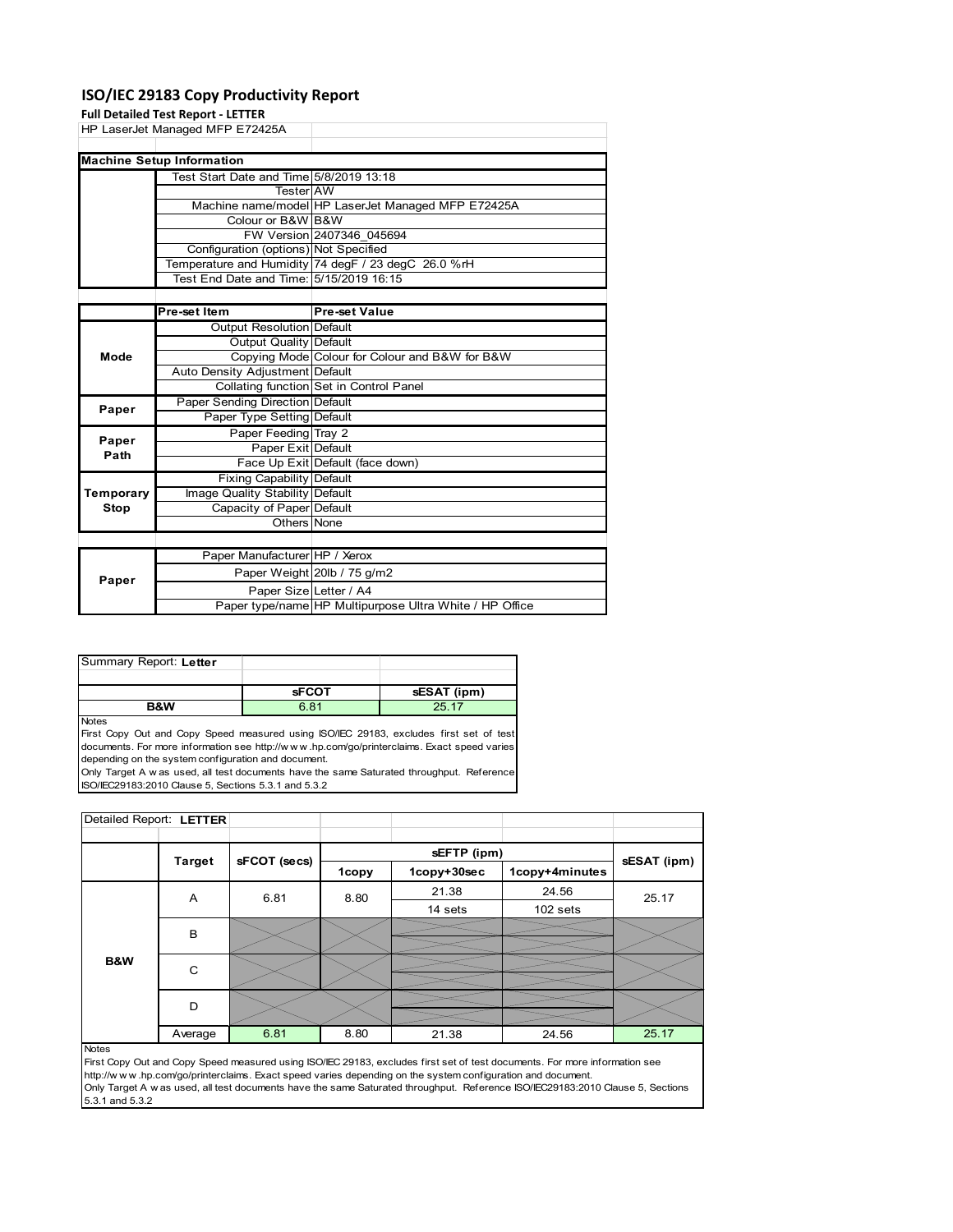# ISO/IEC 29183 Copy Productivity Report

**Full Detailed Test Report - LETTER**

HP LaserJet Managed MFP E72425A

| Machine Setup Information | | |
|---|---|---|
| | Test Start Date and Time | 5/8/2019 13:18 |
| | Tester | AW |
| | Machine name/model | HP LaserJet Managed MFP E72425A |
| | Colour or B&W | B&W |
| | FW Version | 2407346_045694 |
| | Configuration (options) | Not Specified |
| | Temperature and Humidity | 74 degF / 23 degC 26.0 %rH |
| | Test End Date and Time: | 5/15/2019 16:15 |

| | Pre-set Item | Pre-set Value |
|---|---|---|
| Mode | Output Resolution | Default |
| | Output Quality | Default |
| | Copying Mode | Colour for Colour and B&W for B&W |
| | Auto Density Adjustment | Default |
| | Collating function | Set in Control Panel |
| Paper | Paper Sending Direction | Default |
| | Paper Type Setting | Default |
| Paper Path | Paper Feeding | Tray 2 |
| | Paper Exit | Default |
| | Face Up Exit | Default (face down) |
| Temporary Stop | Fixing Capability | Default |
| | Image Quality Stability | Default |
| | Capacity of Paper | Default |
| | Others | None |

| | | |
|---|---|---|
| Paper | Paper Manufacturer | HP / Xerox |
| | Paper Weight | 20lb / 75 g/m2 |
| | Paper Size | Letter / A4 |
| | Paper type/name | HP Multipurpose Ultra White / HP Office |

Summary Report: **Letter**

| | sFCOT | sESAT (ipm) |
|---|---|---|
| B&W | 6.81 | 25.17 |

Notes

First Copy Out and Copy Speed measured using ISO/IEC 29183, excludes first set of test documents. For more information see http://www.hp.com/go/printerclaims. Exact speed varies depending on the system configuration and document.

Only Target A was used, all test documents have the same Saturated throughput. Reference ISO/IEC29183:2010 Clause 5, Sections 5.3.1 and 5.3.2

Detailed Report: **LETTER**

| | Target | sFCOT (secs) | sEFTP (ipm) 1copy | sEFTP (ipm) 1copy+30sec | sEFTP (ipm) 1copy+4minutes | sESAT (ipm) |
|---|---|---|---|---|---|---|
| B&W | A | 6.81 | 8.80 | 21.38 | 24.56 | 25.17 |
| | | | | 14 sets | 102 sets | |
| | B | | | | | |
| | C | | | | | |
| | D | | | | | |
| | Average | 6.81 | 8.80 | 21.38 | 24.56 | 25.17 |

Notes

First Copy Out and Copy Speed measured using ISO/IEC 29183, excludes first set of test documents. For more information see http://www.hp.com/go/printerclaims. Exact speed varies depending on the system configuration and document.

Only Target A was used, all test documents have the same Saturated throughput. Reference ISO/IEC29183:2010 Clause 5, Sections 5.3.1 and 5.3.2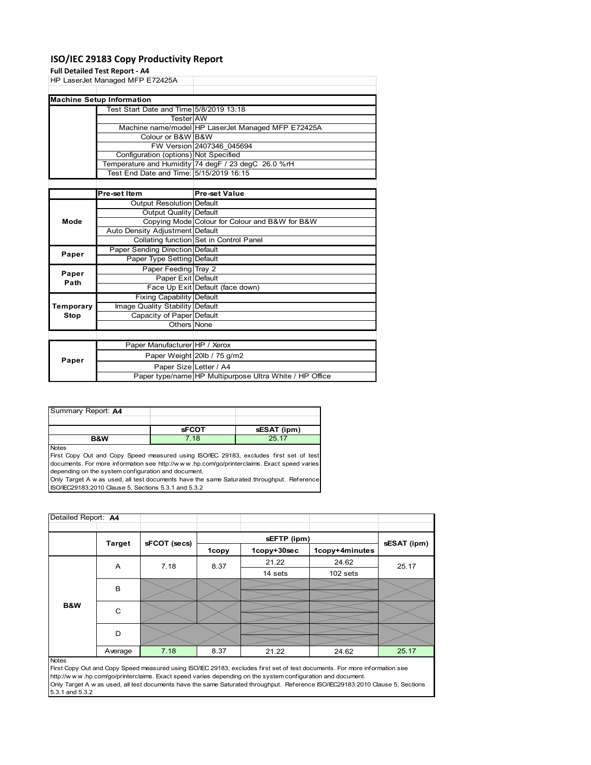# ISO/IEC 29183 Copy Productivity Report

**Full Detailed Test Report - A4**

HP LaserJet Managed MFP E72425A

| **Machine Setup Information** | | |
|---|---|---|
| | Test Start Date and Time | 5/8/2019 13:18 |
| | Tester | AW |
| | Machine name/model | HP LaserJet Managed MFP E72425A |
| | Colour or B&W | B&W |
| | FW Version | 2407346_045694 |
| | Configuration (options) | Not Specified |
| | Temperature and Humidity | 74 degF / 23 degC 26.0 %rH |
| | Test End Date and Time: | 5/15/2019 16:15 |

| | **Pre-set Item** | **Pre-set Value** |
|---|---|---|
| **Mode** | Output Resolution | Default |
| | Output Quality | Default |
| | Copying Mode | Colour for Colour and B&W for B&W |
| | Auto Density Adjustment | Default |
| | Collating function | Set in Control Panel |
| **Paper** | Paper Sending Direction | Default |
| | Paper Type Setting | Default |
| **Paper Path** | Paper Feeding | Tray 2 |
| | Paper Exit | Default |
| | Face Up Exit | Default (face down) |
| **Temporary Stop** | Fixing Capability | Default |
| | Image Quality Stability | Default |
| | Capacity of Paper | Default |
| | Others | None |

| | | |
|---|---|---|
| **Paper** | Paper Manufacturer | HP / Xerox |
| | Paper Weight | 20lb / 75 g/m2 |
| | Paper Size | Letter / A4 |
| | Paper type/name | HP Multipurpose Ultra White / HP Office |

Summary Report: **A4**

| | **sFCOT** | **sESAT (ipm)** |
|---|---|---|
| **B&W** | 7.18 | 25.17 |

Notes
First Copy Out and Copy Speed measured using ISO/IEC 29183, excludes first set of test documents. For more information see http://w w w .hp.com/go/printerclaims. Exact speed varies depending on the system configuration and document.
Only Target A w as used, all test documents have the same Saturated throughput. Reference ISO/IEC29183:2010 Clause 5, Sections 5.3.1 and 5.3.2

Detailed Report: **A4**

| | Target | sFCOT (secs) | sEFTP (ipm) | | | sESAT (ipm) |
|---|---|---|---|---|---|---|
| | | | 1copy | 1copy+30sec | 1copy+4minutes | |
| **B&W** | A | 7.18 | 8.37 | 21.22 | 24.62 | 25.17 |
| | | | | 14 sets | 102 sets | |
| | B | | | | | |
| | C | | | | | |
| | D | | | | | |
| | Average | 7.18 | 8.37 | 21.22 | 24.62 | 25.17 |

Notes
First Copy Out and Copy Speed measured using ISO/IEC 29183, excludes first set of test documents. For more information see http://w w w .hp.com/go/printerclaims. Exact speed varies depending on the system configuration and document.
Only Target A w as used, all test documents have the same Saturated throughput. Reference ISO/IEC29183:2010 Clause 5, Sections 5.3.1 and 5.3.2